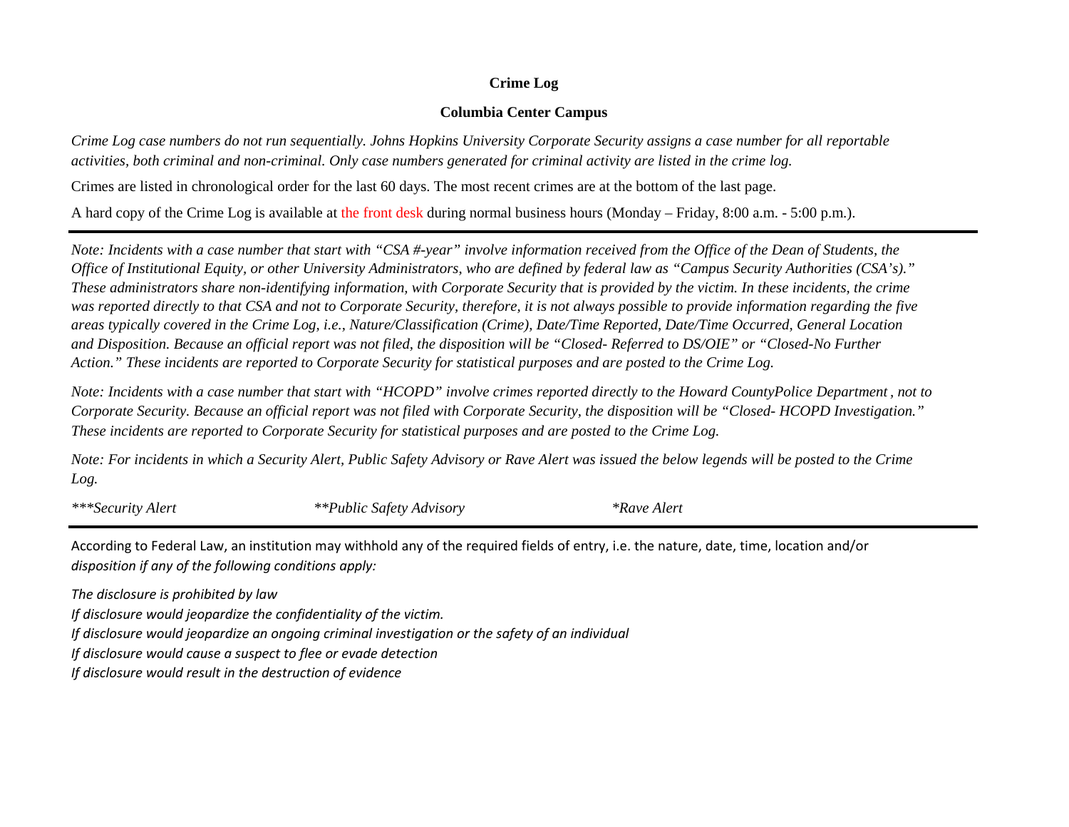**Crime Log**

**Columbia Center Campus**

*Crime Log case numbers do not run sequentially. Johns Hopkins University Corporate Security assigns a case number for all reportable activities, both criminal and non-criminal. Only case numbers generated for criminal activity are listed in the crime log.*

Crimes are listed in chronological order for the last 60 days. The most recent crimes are at the bottom of the last page.

A hard copy of the Crime Log is available at the front desk during normal business hours (Monday – Friday, 8:00 a.m. - 5:00 p.m.).

---

*Note: Incidents with a case number that start with "CSA #-year" involve information received from the Office of the Dean of Students, the Office of Institutional Equity, or other University Administrators, who are defined by federal law as "Campus Security Authorities (CSA's)." These administrators share non-identifying information, with Corporate Security that is provided by the victim. In these incidents, the crime was reported directly to that CSA and not to Corporate Security, therefore, it is not always possible to provide information regarding the five areas typically covered in the Crime Log, i.e., Nature/Classification (Crime), Date/Time Reported, Date/Time Occurred, General Location and Disposition. Because an official report was not filed, the disposition will be "Closed- Referred to DS/OIE" or "Closed-No Further Action." These incidents are reported to Corporate Security for statistical purposes and are posted to the Crime Log.*

*Note: Incidents with a case number that start with "HCOPD" involve crimes reported directly to the Howard CountyPolice Department , not to Corporate Security. Because an official report was not filed with Corporate Security, the disposition will be "Closed- HCOPD Investigation." These incidents are reported to Corporate Security for statistical purposes and are posted to the Crime Log.*

*Note: For incidents in which a Security Alert, Public Safety Advisory or Rave Alert was issued the below legends will be posted to the Crime Log.*

*\*\*\*Security Alert* *\*\*Public Safety Advisory* *\*Rave Alert*

---

According to Federal Law, an institution may withhold any of the required fields of entry, i.e. the nature, date, time, location and/or *disposition if any of the following conditions apply:*

*The disclosure is prohibited by law*
*If disclosure would jeopardize the confidentiality of the victim.*
*If disclosure would jeopardize an ongoing criminal investigation or the safety of an individual*
*If disclosure would cause a suspect to flee or evade detection*
*If disclosure would result in the destruction of evidence*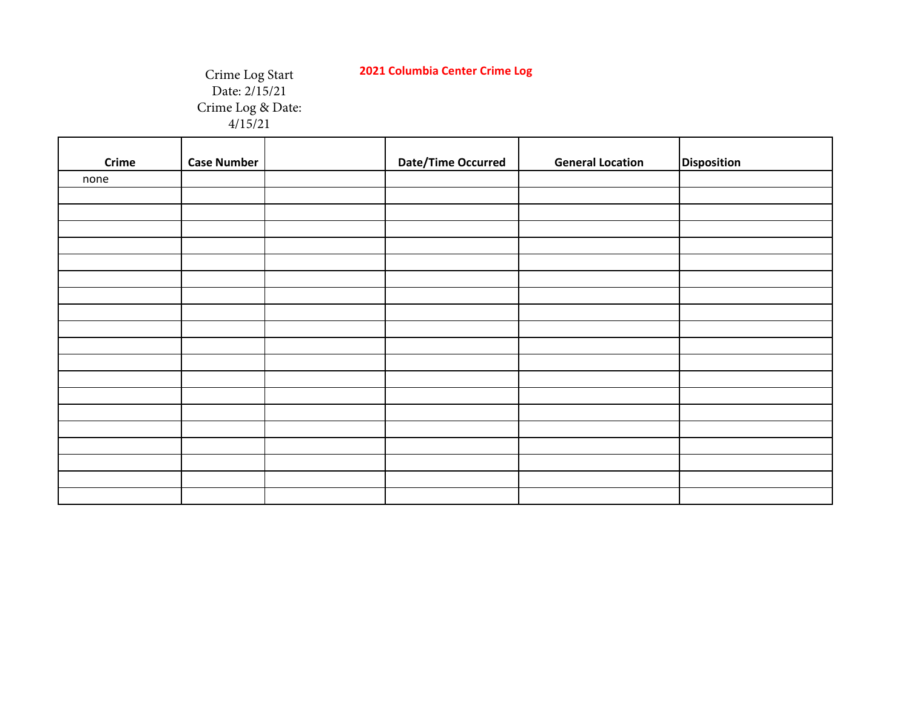Crime Log Start Date: 2/15/21
Crime Log & Date: 4/15/21

**2021 Columbia Center Crime Log**

| Crime | Case Number | | Date/Time Occurred | General Location | Disposition |
|---|---|---|---|---|---|
| none | | | | | |
| | | | | | |
| | | | | | |
| | | | | | |
| | | | | | |
| | | | | | |
| | | | | | |
| | | | | | |
| | | | | | |
| | | | | | |
| | | | | | |
| | | | | | |
| | | | | | |
| | | | | | |
| | | | | | |
| | | | | | |
| | | | | | |
| | | | | | |
| | | | | | |
| | | | | | |